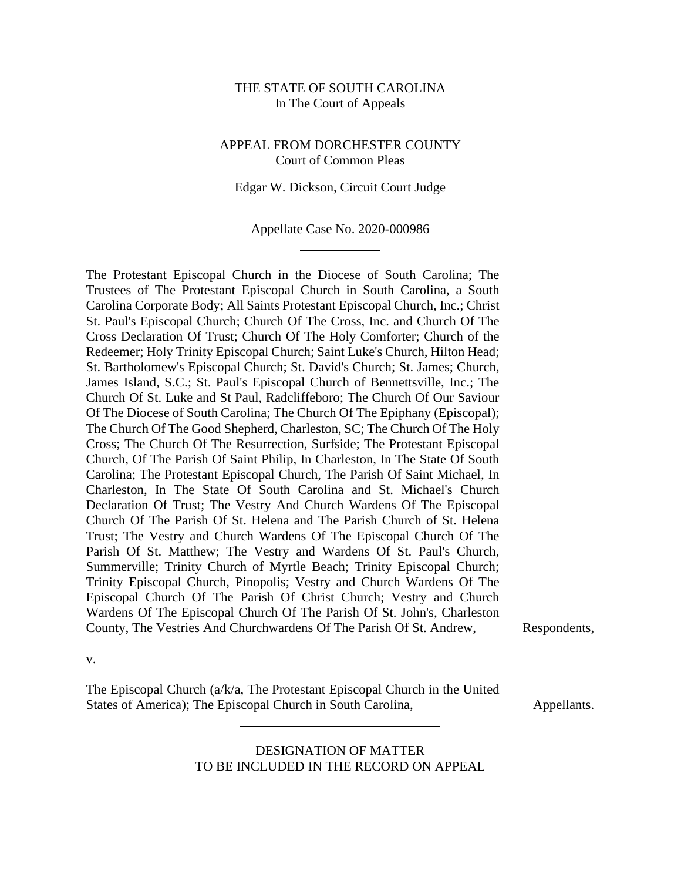THE STATE OF SOUTH CAROLINA
In The Court of Appeals

---

APPEAL FROM DORCHESTER COUNTY
Court of Common Pleas

Edgar W. Dickson, Circuit Court Judge

---

Appellate Case No. 2020-000986

---

The Protestant Episcopal Church in the Diocese of South Carolina; The Trustees of The Protestant Episcopal Church in South Carolina, a South Carolina Corporate Body; All Saints Protestant Episcopal Church, Inc.; Christ St. Paul's Episcopal Church; Church Of The Cross, Inc. and Church Of The Cross Declaration Of Trust; Church Of The Holy Comforter; Church of the Redeemer; Holy Trinity Episcopal Church; Saint Luke's Church, Hilton Head; St. Bartholomew's Episcopal Church; St. David's Church; St. James; Church, James Island, S.C.; St. Paul's Episcopal Church of Bennettsville, Inc.; The Church Of St. Luke and St Paul, Radcliffeboro; The Church Of Our Saviour Of The Diocese of South Carolina; The Church Of The Epiphany (Episcopal); The Church Of The Good Shepherd, Charleston, SC; The Church Of The Holy Cross; The Church Of The Resurrection, Surfside; The Protestant Episcopal Church, Of The Parish Of Saint Philip, In Charleston, In The State Of South Carolina; The Protestant Episcopal Church, The Parish Of Saint Michael, In Charleston, In The State Of South Carolina and St. Michael's Church Declaration Of Trust; The Vestry And Church Wardens Of The Episcopal Church Of The Parish Of St. Helena and The Parish Church of St. Helena Trust; The Vestry and Church Wardens Of The Episcopal Church Of The Parish Of St. Matthew; The Vestry and Wardens Of St. Paul's Church, Summerville; Trinity Church of Myrtle Beach; Trinity Episcopal Church; Trinity Episcopal Church, Pinopolis; Vestry and Church Wardens Of The Episcopal Church Of The Parish Of Christ Church; Vestry and Church Wardens Of The Episcopal Church Of The Parish Of St. John's, Charleston County, The Vestries And Churchwardens Of The Parish Of St. Andrew, Respondents,

v.

The Episcopal Church (a/k/a, The Protestant Episcopal Church in the United States of America); The Episcopal Church in South Carolina, Appellants.

---

DESIGNATION OF MATTER
TO BE INCLUDED IN THE RECORD ON APPEAL

---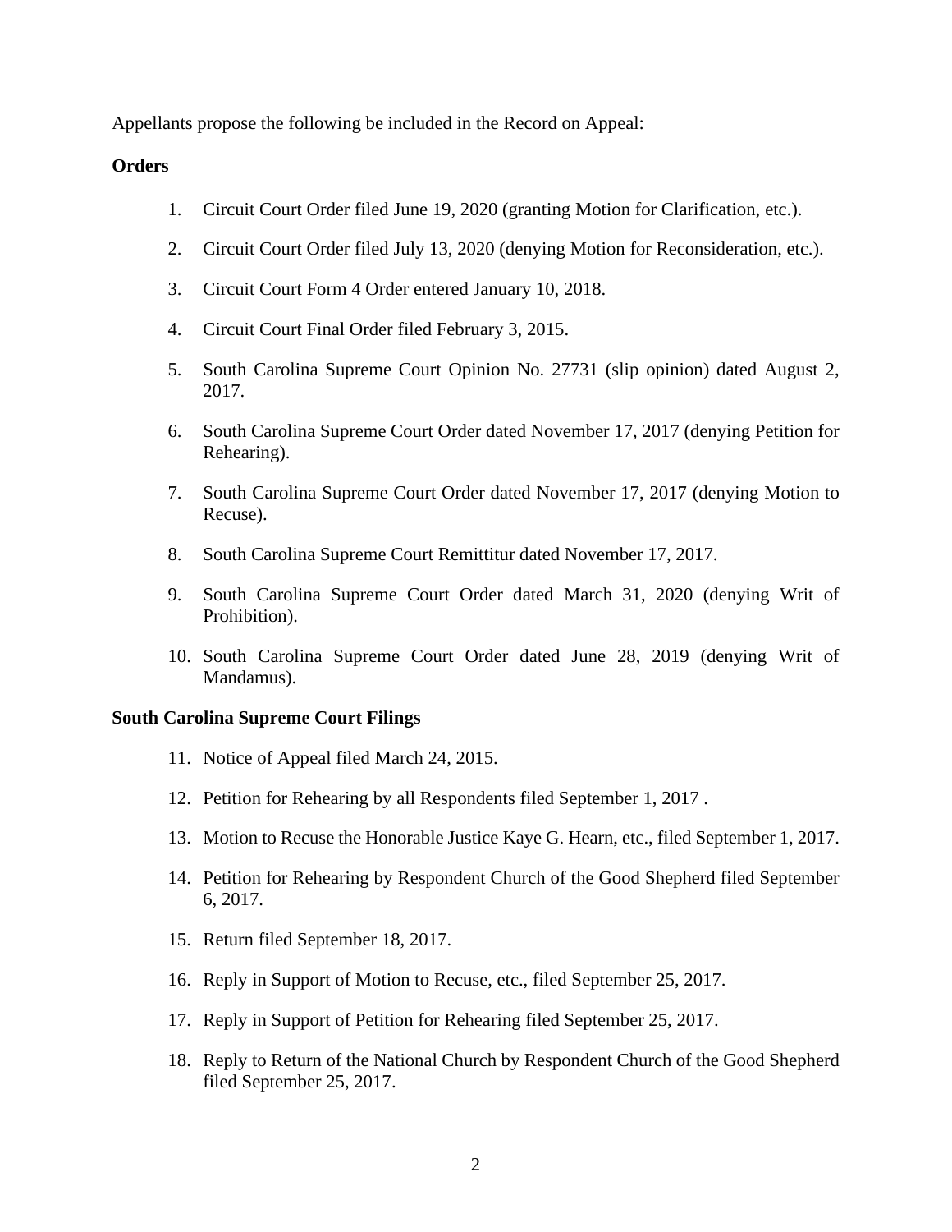Appellants propose the following be included in the Record on Appeal:

**Orders**

1. Circuit Court Order filed June 19, 2020 (granting Motion for Clarification, etc.).
2. Circuit Court Order filed July 13, 2020 (denying Motion for Reconsideration, etc.).
3. Circuit Court Form 4 Order entered January 10, 2018.
4. Circuit Court Final Order filed February 3, 2015.
5. South Carolina Supreme Court Opinion No. 27731 (slip opinion) dated August 2, 2017.
6. South Carolina Supreme Court Order dated November 17, 2017 (denying Petition for Rehearing).
7. South Carolina Supreme Court Order dated November 17, 2017 (denying Motion to Recuse).
8. South Carolina Supreme Court Remittitur dated November 17, 2017.
9. South Carolina Supreme Court Order dated March 31, 2020 (denying Writ of Prohibition).
10. South Carolina Supreme Court Order dated June 28, 2019 (denying Writ of Mandamus).

**South Carolina Supreme Court Filings**

11. Notice of Appeal filed March 24, 2015.
12. Petition for Rehearing by all Respondents filed September 1, 2017 .
13. Motion to Recuse the Honorable Justice Kaye G. Hearn, etc., filed September 1, 2017.
14. Petition for Rehearing by Respondent Church of the Good Shepherd filed September 6, 2017.
15. Return filed September 18, 2017.
16. Reply in Support of Motion to Recuse, etc., filed September 25, 2017.
17. Reply in Support of Petition for Rehearing filed September 25, 2017.
18. Reply to Return of the National Church by Respondent Church of the Good Shepherd filed September 25, 2017.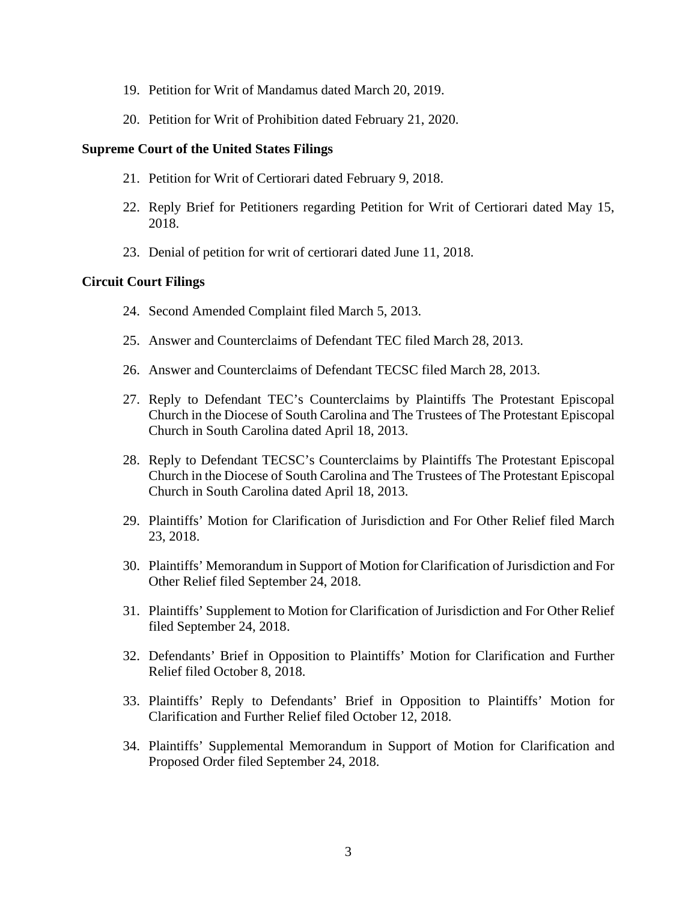19. Petition for Writ of Mandamus dated March 20, 2019.

20. Petition for Writ of Prohibition dated February 21, 2020.

**Supreme Court of the United States Filings**

21. Petition for Writ of Certiorari dated February 9, 2018.

22. Reply Brief for Petitioners regarding Petition for Writ of Certiorari dated May 15, 2018.

23. Denial of petition for writ of certiorari dated June 11, 2018.

**Circuit Court Filings**

24. Second Amended Complaint filed March 5, 2013.

25. Answer and Counterclaims of Defendant TEC filed March 28, 2013.

26. Answer and Counterclaims of Defendant TECSC filed March 28, 2013.

27. Reply to Defendant TEC's Counterclaims by Plaintiffs The Protestant Episcopal Church in the Diocese of South Carolina and The Trustees of The Protestant Episcopal Church in South Carolina dated April 18, 2013.

28. Reply to Defendant TECSC's Counterclaims by Plaintiffs The Protestant Episcopal Church in the Diocese of South Carolina and The Trustees of The Protestant Episcopal Church in South Carolina dated April 18, 2013.

29. Plaintiffs' Motion for Clarification of Jurisdiction and For Other Relief filed March 23, 2018.

30. Plaintiffs' Memorandum in Support of Motion for Clarification of Jurisdiction and For Other Relief filed September 24, 2018.

31. Plaintiffs' Supplement to Motion for Clarification of Jurisdiction and For Other Relief filed September 24, 2018.

32. Defendants' Brief in Opposition to Plaintiffs' Motion for Clarification and Further Relief filed October 8, 2018.

33. Plaintiffs' Reply to Defendants' Brief in Opposition to Plaintiffs' Motion for Clarification and Further Relief filed October 12, 2018.

34. Plaintiffs' Supplemental Memorandum in Support of Motion for Clarification and Proposed Order filed September 24, 2018.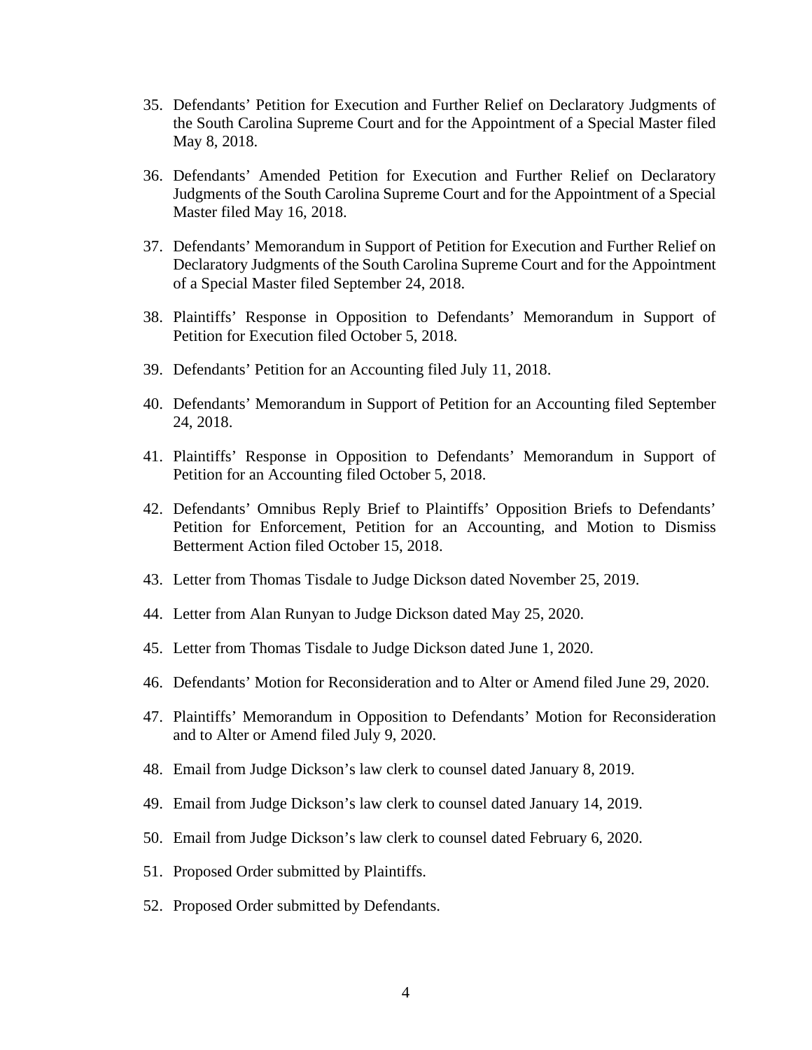35. Defendants' Petition for Execution and Further Relief on Declaratory Judgments of the South Carolina Supreme Court and for the Appointment of a Special Master filed May 8, 2018.

36. Defendants' Amended Petition for Execution and Further Relief on Declaratory Judgments of the South Carolina Supreme Court and for the Appointment of a Special Master filed May 16, 2018.

37. Defendants' Memorandum in Support of Petition for Execution and Further Relief on Declaratory Judgments of the South Carolina Supreme Court and for the Appointment of a Special Master filed September 24, 2018.

38. Plaintiffs' Response in Opposition to Defendants' Memorandum in Support of Petition for Execution filed October 5, 2018.

39. Defendants' Petition for an Accounting filed July 11, 2018.

40. Defendants' Memorandum in Support of Petition for an Accounting filed September 24, 2018.

41. Plaintiffs' Response in Opposition to Defendants' Memorandum in Support of Petition for an Accounting filed October 5, 2018.

42. Defendants' Omnibus Reply Brief to Plaintiffs' Opposition Briefs to Defendants' Petition for Enforcement, Petition for an Accounting, and Motion to Dismiss Betterment Action filed October 15, 2018.

43. Letter from Thomas Tisdale to Judge Dickson dated November 25, 2019.

44. Letter from Alan Runyan to Judge Dickson dated May 25, 2020.

45. Letter from Thomas Tisdale to Judge Dickson dated June 1, 2020.

46. Defendants' Motion for Reconsideration and to Alter or Amend filed June 29, 2020.

47. Plaintiffs' Memorandum in Opposition to Defendants' Motion for Reconsideration and to Alter or Amend filed July 9, 2020.

48. Email from Judge Dickson's law clerk to counsel dated January 8, 2019.

49. Email from Judge Dickson's law clerk to counsel dated January 14, 2019.

50. Email from Judge Dickson's law clerk to counsel dated February 6, 2020.

51. Proposed Order submitted by Plaintiffs.

52. Proposed Order submitted by Defendants.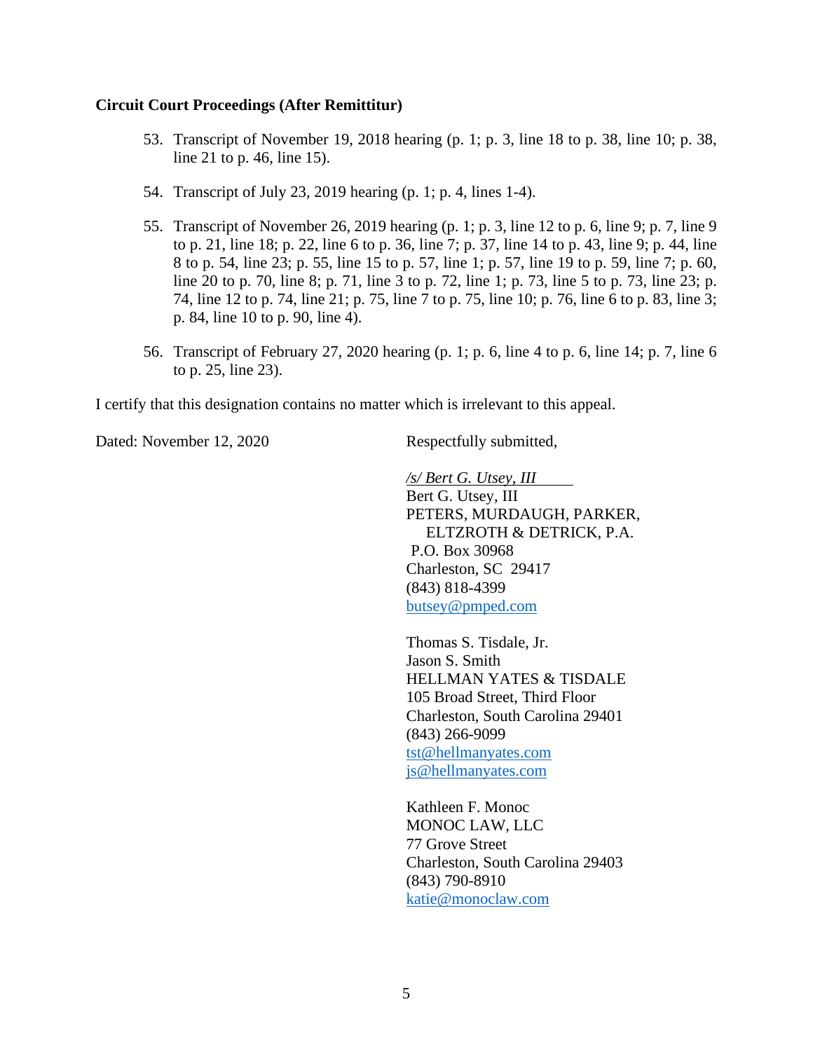**Circuit Court Proceedings (After Remittitur)**

53. Transcript of November 19, 2018 hearing (p. 1; p. 3, line 18 to p. 38, line 10; p. 38, line 21 to p. 46, line 15).

54. Transcript of July 23, 2019 hearing (p. 1; p. 4, lines 1-4).

55. Transcript of November 26, 2019 hearing (p. 1; p. 3, line 12 to p. 6, line 9; p. 7, line 9 to p. 21, line 18; p. 22, line 6 to p. 36, line 7; p. 37, line 14 to p. 43, line 9; p. 44, line 8 to p. 54, line 23; p. 55, line 15 to p. 57, line 1; p. 57, line 19 to p. 59, line 7; p. 60, line 20 to p. 70, line 8; p. 71, line 3 to p. 72, line 1; p. 73, line 5 to p. 73, line 23; p. 74, line 12 to p. 74, line 21; p. 75, line 7 to p. 75, line 10; p. 76, line 6 to p. 83, line 3; p. 84, line 10 to p. 90, line 4).

56. Transcript of February 27, 2020 hearing (p. 1; p. 6, line 4 to p. 6, line 14; p. 7, line 6 to p. 25, line 23).

I certify that this designation contains no matter which is irrelevant to this appeal.

Dated: November 12, 2020

Respectfully submitted,

*/s/ Bert G. Utsey, III*
Bert G. Utsey, III
PETERS, MURDAUGH, PARKER, ELTZROTH & DETRICK, P.A.
P.O. Box 30968
Charleston, SC 29417
(843) 818-4399
butsey@pmped.com

Thomas S. Tisdale, Jr.
Jason S. Smith
HELLMAN YATES & TISDALE
105 Broad Street, Third Floor
Charleston, South Carolina 29401
(843) 266-9099
tst@hellmanyates.com
js@hellmanyates.com

Kathleen F. Monoc
MONOC LAW, LLC
77 Grove Street
Charleston, South Carolina 29403
(843) 790-8910
katie@monoclaw.com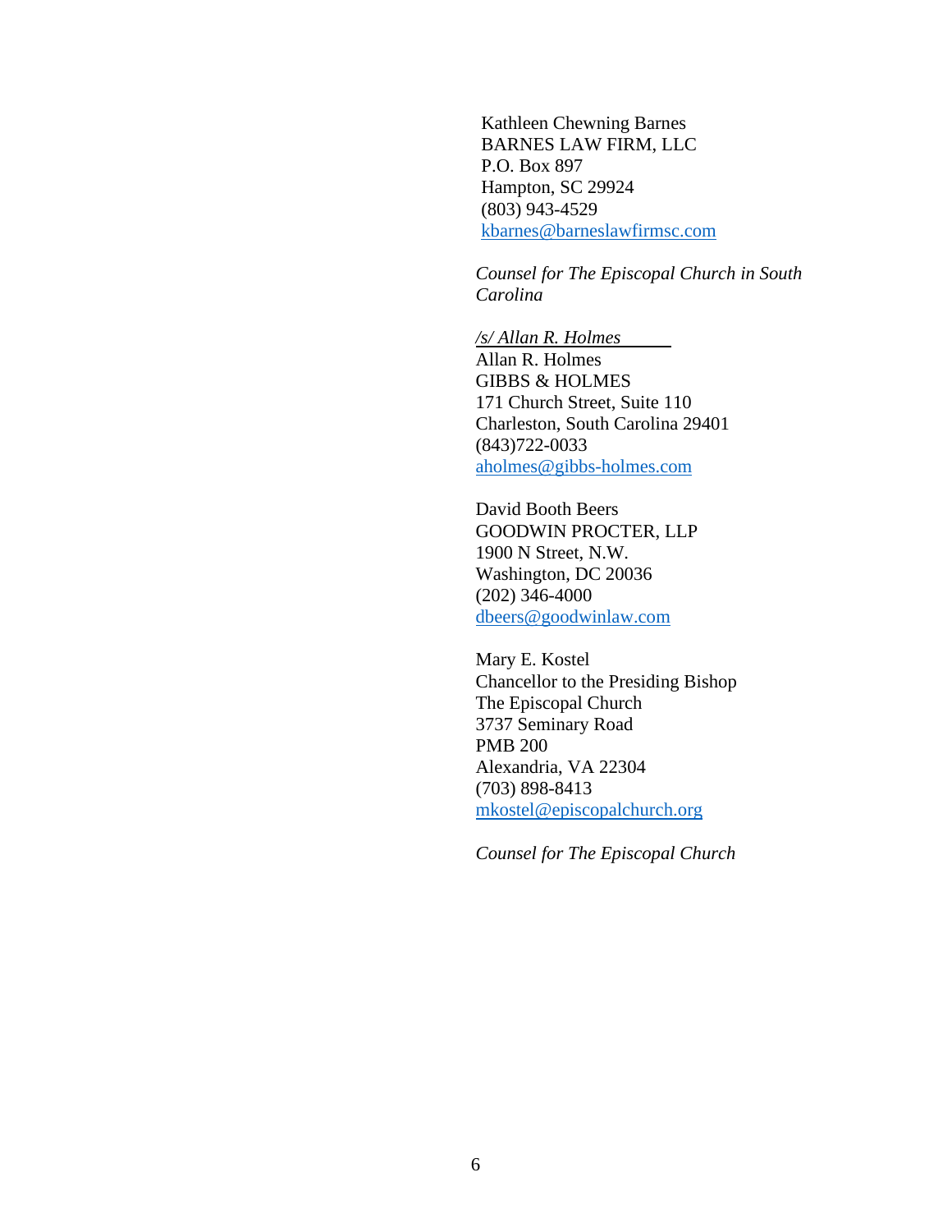Kathleen Chewning Barnes
BARNES LAW FIRM, LLC
P.O. Box 897
Hampton, SC 29924
(803) 943-4529
kbarnes@barneslawfirmsc.com

*Counsel for The Episcopal Church in South Carolina*

*/s/ Allan R. Holmes*
Allan R. Holmes
GIBBS & HOLMES
171 Church Street, Suite 110
Charleston, South Carolina 29401
(843)722-0033
aholmes@gibbs-holmes.com

David Booth Beers
GOODWIN PROCTER, LLP
1900 N Street, N.W.
Washington, DC 20036
(202) 346-4000
dbeers@goodwinlaw.com

Mary E. Kostel
Chancellor to the Presiding Bishop
The Episcopal Church
3737 Seminary Road
PMB 200
Alexandria, VA 22304
(703) 898-8413
mkostel@episcopalchurch.org

*Counsel for The Episcopal Church*